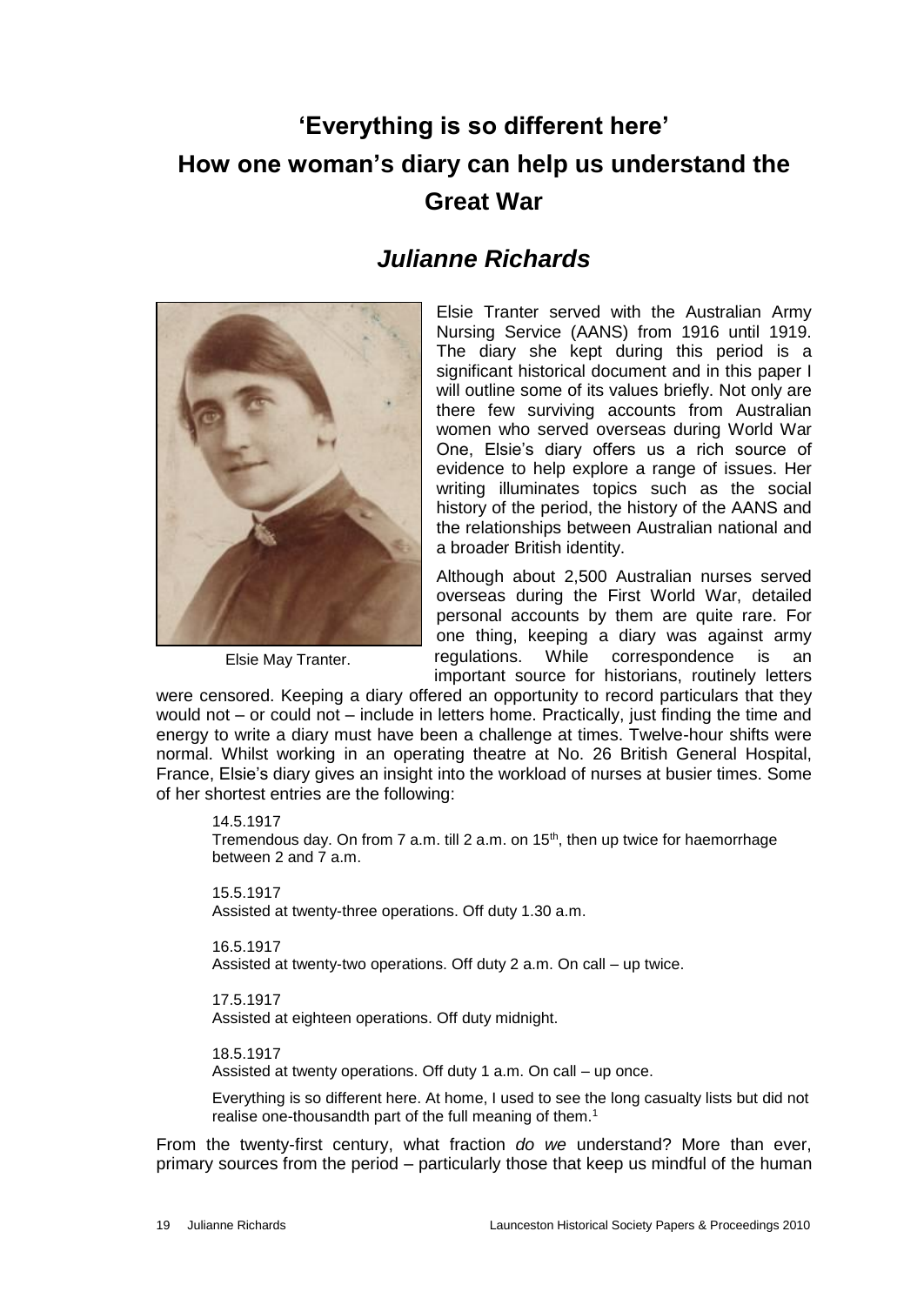# 'Everything is so different here'

# How one woman's diary can help us understand the Great War

## *Julianne Richards*

Elsie May Tranter.

Elsie Tranter served with the Australian Army Nursing Service (AANS) from 1916 until 1919. The diary she kept during this period is a significant historical document and in this paper I will outline some of its values briefly. Not only are there few surviving accounts from Australian women who served overseas during World War One, Elsie's diary offers us a rich source of evidence to help explore a range of issues. Her writing illuminates topics such as the social history of the period, the history of the AANS and the relationships between Australian national and a broader British identity.

Although about 2,500 Australian nurses served overseas during the First World War, detailed personal accounts by them are quite rare. For one thing, keeping a diary was against army regulations. While correspondence is an important source for historians, routinely letters were censored. Keeping a diary offered an opportunity to record particulars that they would not – or could not – include in letters home. Practically, just finding the time and energy to write a diary must have been a challenge at times. Twelve-hour shifts were normal. Whilst working in an operating theatre at No. 26 British General Hospital, France, Elsie's diary gives an insight into the workload of nurses at busier times. Some of her shortest entries are the following:

> 14.5.1917
> Tremendous day. On from 7 a.m. till 2 a.m. on 15th, then up twice for haemorrhage between 2 and 7 a.m.
>
> 15.5.1917
> Assisted at twenty-three operations. Off duty 1.30 a.m.
>
> 16.5.1917
> Assisted at twenty-two operations. Off duty 2 a.m. On call – up twice.
>
> 17.5.1917
> Assisted at eighteen operations. Off duty midnight.
>
> 18.5.1917
> Assisted at twenty operations. Off duty 1 a.m. On call – up once.
>
> Everything is so different here. At home, I used to see the long casualty lists but did not realise one-thousandth part of the full meaning of them.[1]

From the twenty-first century, what fraction *do we* understand? More than ever, primary sources from the period – particularly those that keep us mindful of the human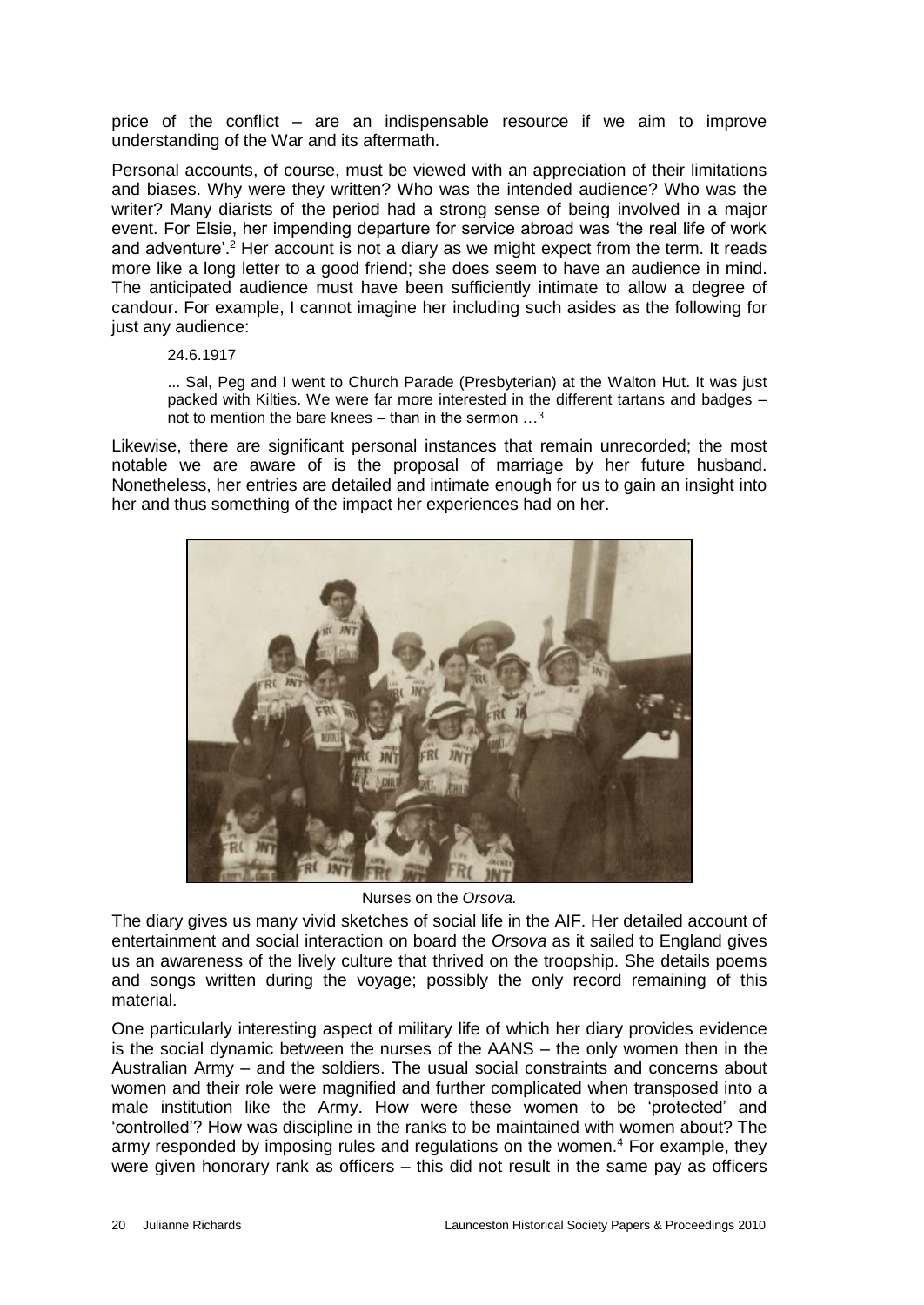price of the conflict – are an indispensable resource if we aim to improve understanding of the War and its aftermath.

Personal accounts, of course, must be viewed with an appreciation of their limitations and biases. Why were they written? Who was the intended audience? Who was the writer? Many diarists of the period had a strong sense of being involved in a major event. For Elsie, her impending departure for service abroad was 'the real life of work and adventure'.[2] Her account is not a diary as we might expect from the term. It reads more like a long letter to a good friend; she does seem to have an audience in mind. The anticipated audience must have been sufficiently intimate to allow a degree of candour. For example, I cannot imagine her including such asides as the following for just any audience:

> 24.6.1917
>
> ... Sal, Peg and I went to Church Parade (Presbyterian) at the Walton Hut. It was just packed with Kilties. We were far more interested in the different tartans and badges – not to mention the bare knees – than in the sermon …[3]

Likewise, there are significant personal instances that remain unrecorded; the most notable we are aware of is the proposal of marriage by her future husband. Nonetheless, her entries are detailed and intimate enough for us to gain an insight into her and thus something of the impact her experiences had on her.

Nurses on the *Orsova.*

The diary gives us many vivid sketches of social life in the AIF. Her detailed account of entertainment and social interaction on board the *Orsova* as it sailed to England gives us an awareness of the lively culture that thrived on the troopship. She details poems and songs written during the voyage; possibly the only record remaining of this material.

One particularly interesting aspect of military life of which her diary provides evidence is the social dynamic between the nurses of the AANS – the only women then in the Australian Army – and the soldiers. The usual social constraints and concerns about women and their role were magnified and further complicated when transposed into a male institution like the Army. How were these women to be 'protected' and 'controlled'? How was discipline in the ranks to be maintained with women about? The army responded by imposing rules and regulations on the women.[4] For example, they were given honorary rank as officers – this did not result in the same pay as officers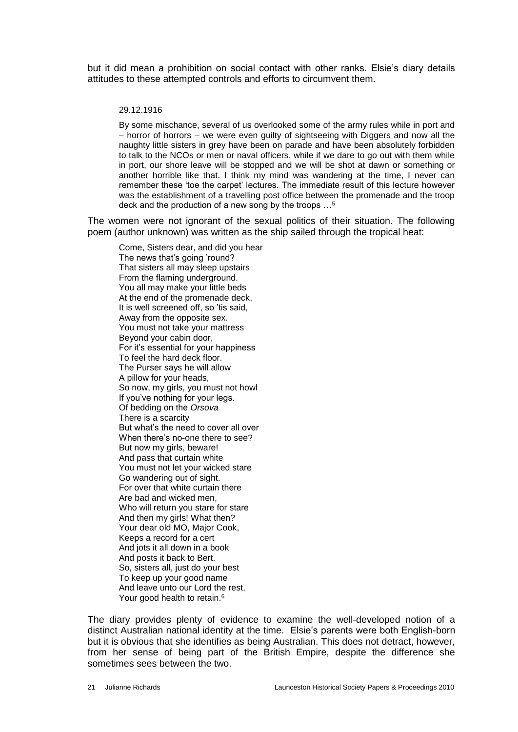but it did mean a prohibition on social contact with other ranks. Elsie's diary details attitudes to these attempted controls and efforts to circumvent them.

> 29.12.1916
>
> By some mischance, several of us overlooked some of the army rules while in port and – horror of horrors – we were even guilty of sightseeing with Diggers and now all the naughty little sisters in grey have been on parade and have been absolutely forbidden to talk to the NCOs or men or naval officers, while if we dare to go out with them while in port, our shore leave will be stopped and we will be shot at dawn or something or another horrible like that. I think my mind was wandering at the time, I never can remember these 'toe the carpet' lectures. The immediate result of this lecture however was the establishment of a travelling post office between the promenade and the troop deck and the production of a new song by the troops …[5]

The women were not ignorant of the sexual politics of their situation. The following poem (author unknown) was written as the ship sailed through the tropical heat:

> Come, Sisters dear, and did you hear
> The news that's going 'round?
> That sisters all may sleep upstairs
> From the flaming underground.
> You all may make your little beds
> At the end of the promenade deck,
> It is well screened off, so 'tis said,
> Away from the opposite sex.
> You must not take your mattress
> Beyond your cabin door,
> For it's essential for your happiness
> To feel the hard deck floor.
> The Purser says he will allow
> A pillow for your heads,
> So now, my girls, you must not howl
> If you've nothing for your legs.
> Of bedding on the *Orsova*
> There is a scarcity
> But what's the need to cover all over
> When there's no-one there to see?
> But now my girls, beware!
> And pass that curtain white
> You must not let your wicked stare
> Go wandering out of sight.
> For over that white curtain there
> Are bad and wicked men,
> Who will return you stare for stare
> And then my girls! What then?
> Your dear old MO, Major Cook,
> Keeps a record for a cert
> And jots it all down in a book
> And posts it back to Bert.
> So, sisters all, just do your best
> To keep up your good name
> And leave unto our Lord the rest,
> Your good health to retain.[6]

The diary provides plenty of evidence to examine the well-developed notion of a distinct Australian national identity at the time. Elsie's parents were both English-born but it is obvious that she identifies as being Australian. This does not detract, however, from her sense of being part of the British Empire, despite the difference she sometimes sees between the two.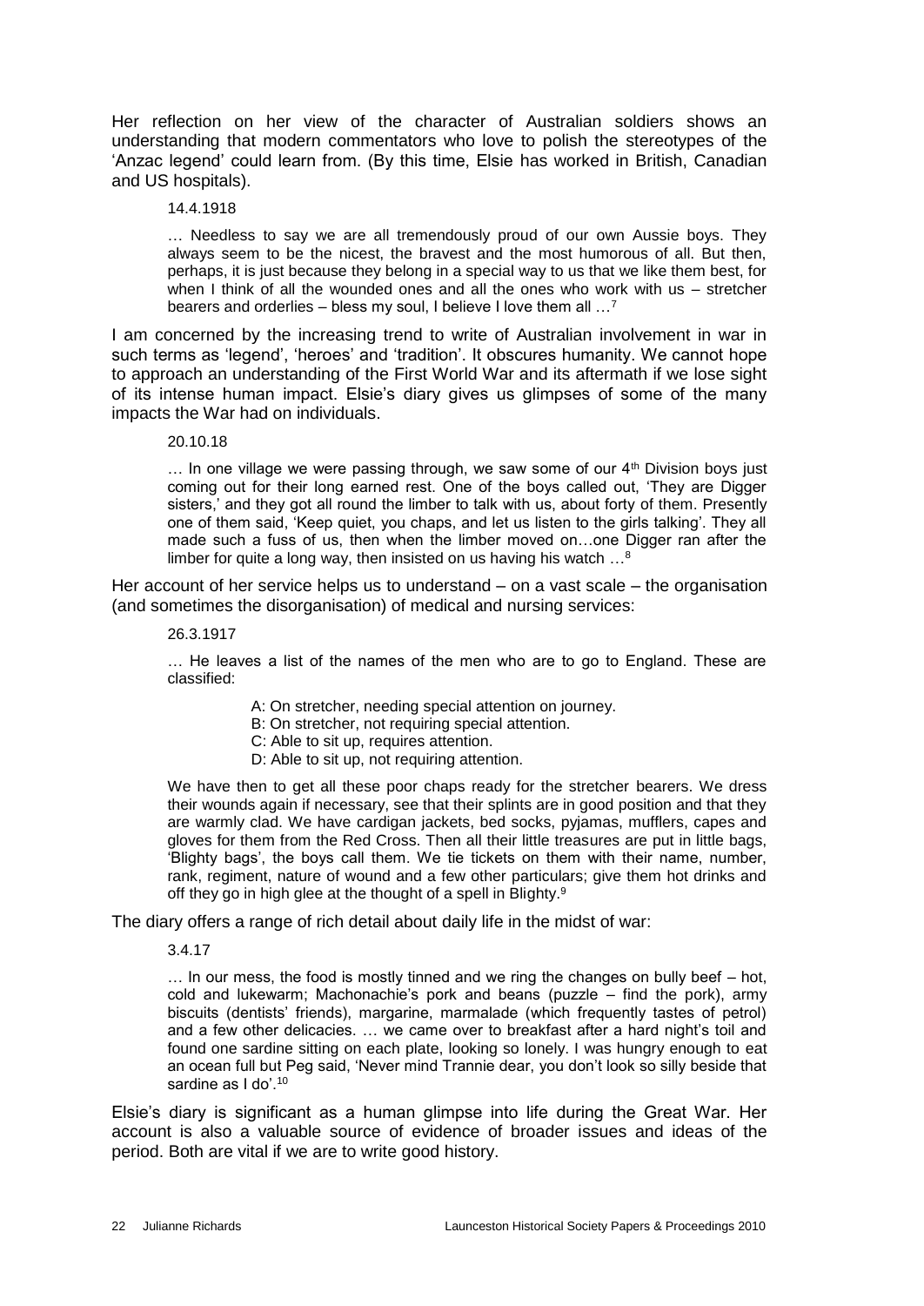Her reflection on her view of the character of Australian soldiers shows an understanding that modern commentators who love to polish the stereotypes of the 'Anzac legend' could learn from. (By this time, Elsie has worked in British, Canadian and US hospitals).

> 14.4.1918
>
> … Needless to say we are all tremendously proud of our own Aussie boys. They always seem to be the nicest, the bravest and the most humorous of all. But then, perhaps, it is just because they belong in a special way to us that we like them best, for when I think of all the wounded ones and all the ones who work with us – stretcher bearers and orderlies – bless my soul, I believe I love them all …[7]

I am concerned by the increasing trend to write of Australian involvement in war in such terms as 'legend', 'heroes' and 'tradition'. It obscures humanity. We cannot hope to approach an understanding of the First World War and its aftermath if we lose sight of its intense human impact. Elsie's diary gives us glimpses of some of the many impacts the War had on individuals.

> 20.10.18
>
> … In one village we were passing through, we saw some of our 4th Division boys just coming out for their long earned rest. One of the boys called out, 'They are Digger sisters,' and they got all round the limber to talk with us, about forty of them. Presently one of them said, 'Keep quiet, you chaps, and let us listen to the girls talking'. They all made such a fuss of us, then when the limber moved on…one Digger ran after the limber for quite a long way, then insisted on us having his watch …[8]

Her account of her service helps us to understand – on a vast scale – the organisation (and sometimes the disorganisation) of medical and nursing services:

> 26.3.1917
>
> … He leaves a list of the names of the men who are to go to England. These are classified:
>
> A: On stretcher, needing special attention on journey.
> B: On stretcher, not requiring special attention.
> C: Able to sit up, requires attention.
> D: Able to sit up, not requiring attention.
>
> We have then to get all these poor chaps ready for the stretcher bearers. We dress their wounds again if necessary, see that their splints are in good position and that they are warmly clad. We have cardigan jackets, bed socks, pyjamas, mufflers, capes and gloves for them from the Red Cross. Then all their little treasures are put in little bags, 'Blighty bags', the boys call them. We tie tickets on them with their name, number, rank, regiment, nature of wound and a few other particulars; give them hot drinks and off they go in high glee at the thought of a spell in Blighty.[9]

The diary offers a range of rich detail about daily life in the midst of war:

> 3.4.17
>
> … In our mess, the food is mostly tinned and we ring the changes on bully beef – hot, cold and lukewarm; Machonachie's pork and beans (puzzle – find the pork), army biscuits (dentists' friends), margarine, marmalade (which frequently tastes of petrol) and a few other delicacies. … we came over to breakfast after a hard night's toil and found one sardine sitting on each plate, looking so lonely. I was hungry enough to eat an ocean full but Peg said, 'Never mind Trannie dear, you don't look so silly beside that sardine as I do'.[10]

Elsie's diary is significant as a human glimpse into life during the Great War. Her account is also a valuable source of evidence of broader issues and ideas of the period. Both are vital if we are to write good history.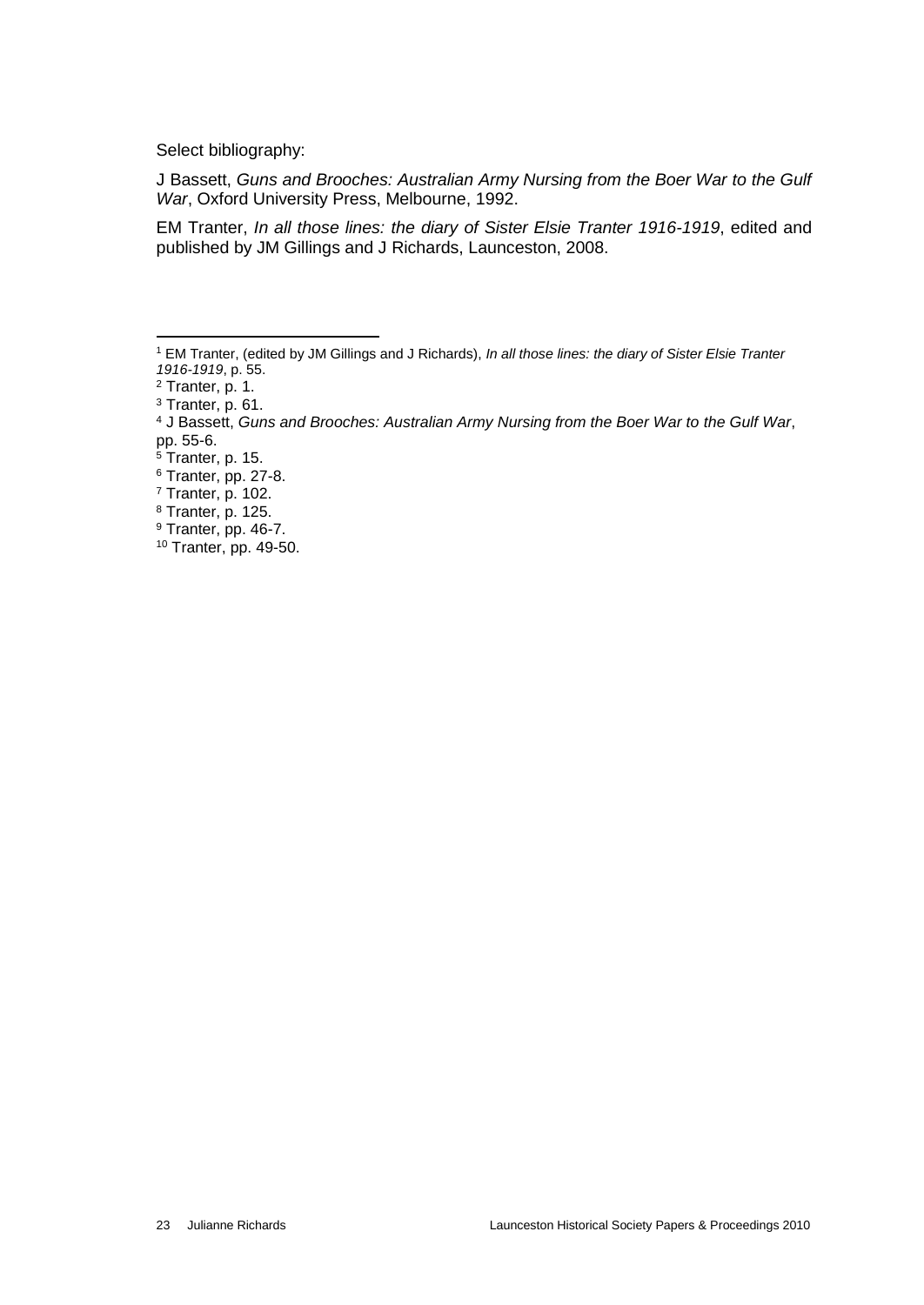Select bibliography:

J Bassett, *Guns and Brooches: Australian Army Nursing from the Boer War to the Gulf War*, Oxford University Press, Melbourne, 1992.

EM Tranter, *In all those lines: the diary of Sister Elsie Tranter 1916-1919*, edited and published by JM Gillings and J Richards, Launceston, 2008.

---

[1] EM Tranter, (edited by JM Gillings and J Richards), *In all those lines: the diary of Sister Elsie Tranter 1916-1919*, p. 55.

[2] Tranter, p. 1.

[3] Tranter, p. 61.

[4] J Bassett, *Guns and Brooches: Australian Army Nursing from the Boer War to the Gulf War*, pp. 55-6.

[5] Tranter, p. 15.

[6] Tranter, pp. 27-8.

[7] Tranter, p. 102.

[8] Tranter, p. 125.

[9] Tranter, pp. 46-7.

[10] Tranter, pp. 49-50.